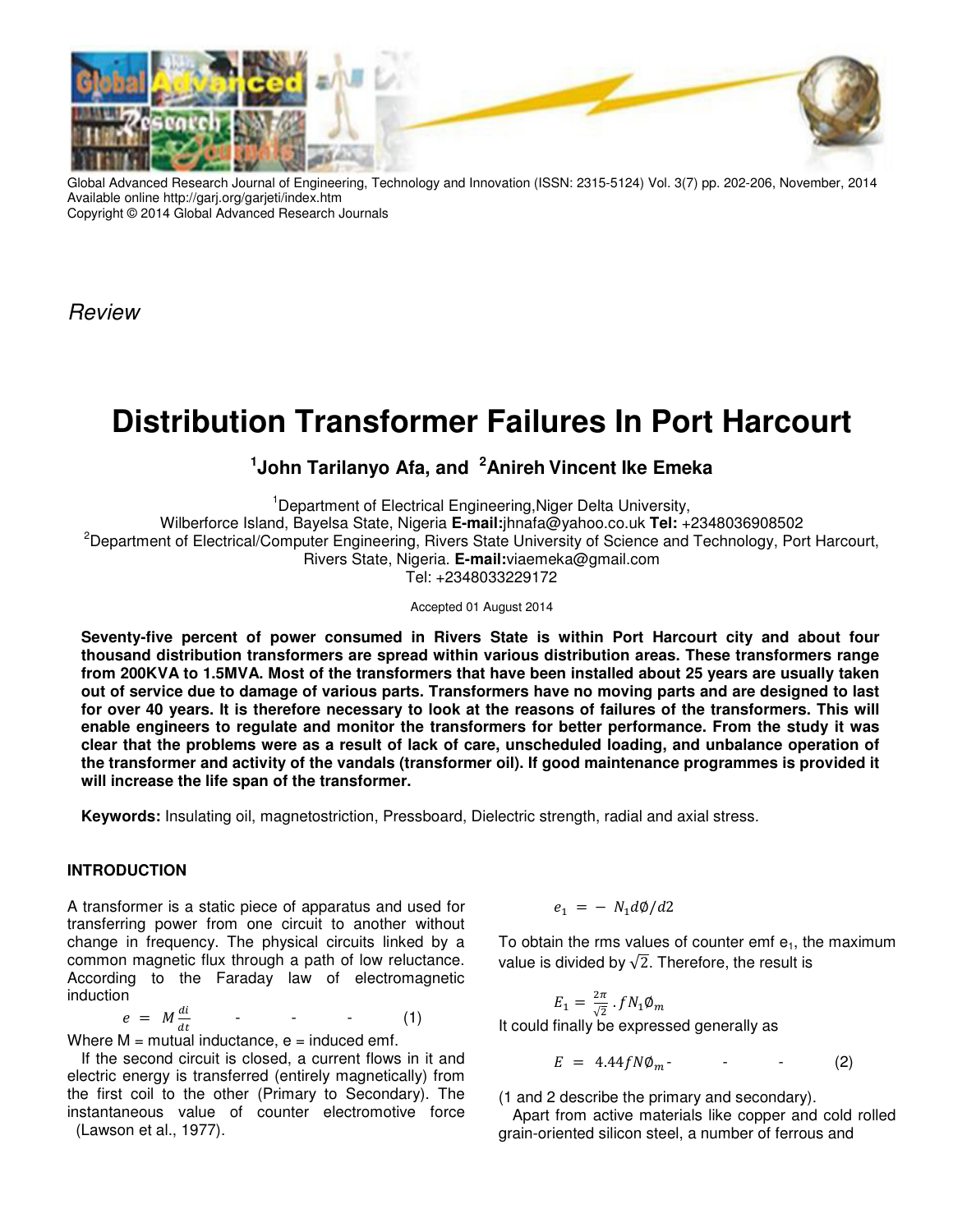Global Advanced Research Journal of Engineering, Technology and Innovation (ISSN: 2315-5124) Vol. 3(7) pp. 202-206, November, 2014
Available online http://garj.org/garjeti/index.htm
Copyright © 2014 Global Advanced Research Journals

*Review*

# Distribution Transformer Failures In Port Harcourt

**[1]John Tarilanyo Afa, and [2]Anireh Vincent Ike Emeka**

[1]Department of Electrical Engineering,Niger Delta University, Wilberforce Island, Bayelsa State, Nigeria **E-mail:**jhnafa@yahoo.co.uk **Tel:** +2348036908502

[2]Department of Electrical/Computer Engineering, Rivers State University of Science and Technology, Port Harcourt, Rivers State, Nigeria. **E-mail:**viaemeka@gmail.com Tel: +2348033229172

Accepted 01 August 2014

**Seventy-five percent of power consumed in Rivers State is within Port Harcourt city and about four thousand distribution transformers are spread within various distribution areas. These transformers range from 200KVA to 1.5MVA. Most of the transformers that have been installed about 25 years are usually taken out of service due to damage of various parts. Transformers have no moving parts and are designed to last for over 40 years. It is therefore necessary to look at the reasons of failures of the transformers. This will enable engineers to regulate and monitor the transformers for better performance. From the study it was clear that the problems were as a result of lack of care, unscheduled loading, and unbalance operation of the transformer and activity of the vandals (transformer oil). If good maintenance programmes is provided it will increase the life span of the transformer.**

**Keywords:** Insulating oil, magnetostriction, Pressboard, Dielectric strength, radial and axial stress.

## INTRODUCTION

A transformer is a static piece of apparatus and used for transferring power from one circuit to another without change in frequency. The physical circuits linked by a common magnetic flux through a path of low reluctance. According to the Faraday law of electromagnetic induction

$$e = M\frac{di}{dt} \qquad (1)$$

Where M = mutual inductance, e = induced emf.

If the second circuit is closed, a current flows in it and electric energy is transferred (entirely magnetically) from the first coil to the other (Primary to Secondary). The instantaneous value of counter electromotive force (Lawson et al., 1977).

$$e_1 = -N_1 d\emptyset/d2$$

To obtain the rms values of counter emf $e_1$, the maximum value is divided by $\sqrt{2}$. Therefore, the result is

$$E_1 = \frac{2\pi}{\sqrt{2}} . fN_1\emptyset_m$$

It could finally be expressed generally as

$$E = 4.44fN\emptyset_m \qquad (2)$$

(1 and 2 describe the primary and secondary).

Apart from active materials like copper and cold rolled grain-oriented silicon steel, a number of ferrous and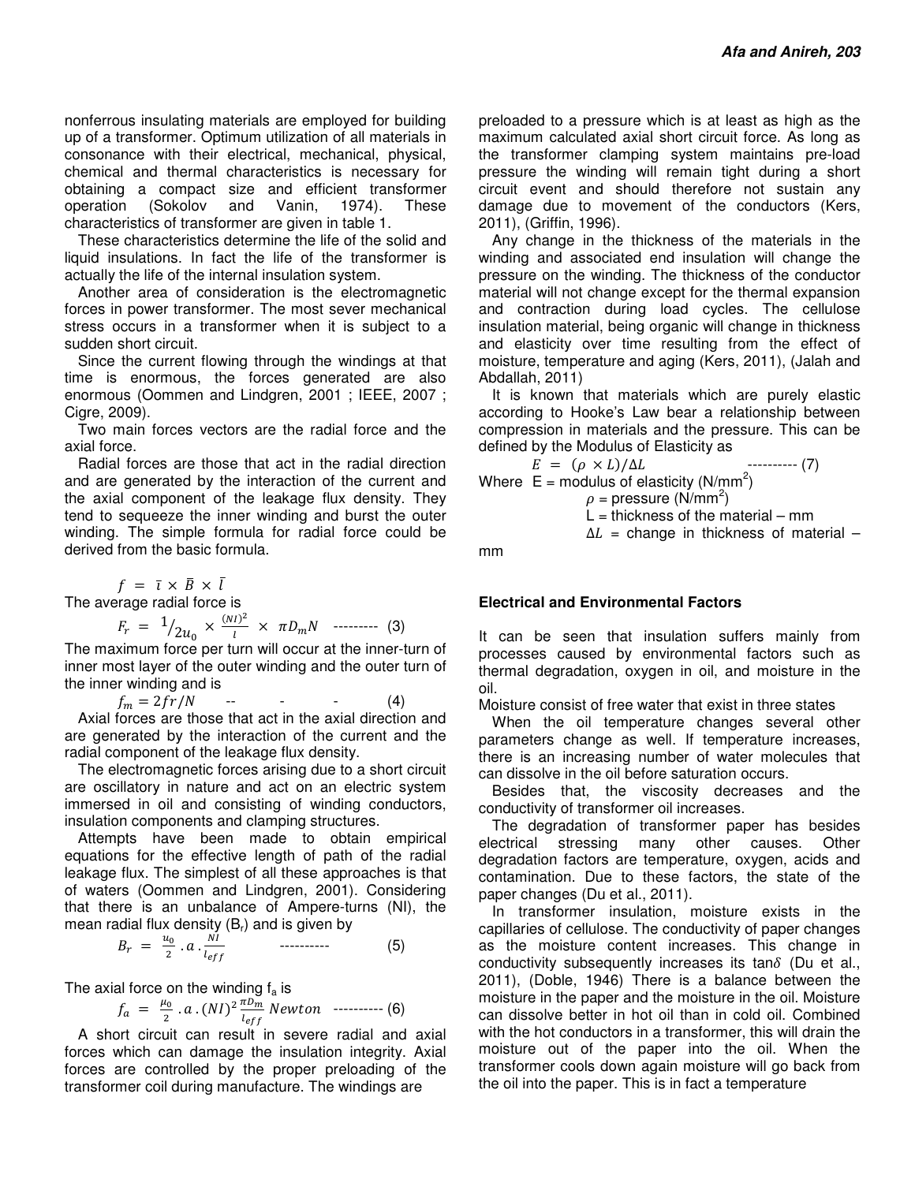nonferrous insulating materials are employed for building up of a transformer. Optimum utilization of all materials in consonance with their electrical, mechanical, physical, chemical and thermal characteristics is necessary for obtaining a compact size and efficient transformer operation (Sokolov and Vanin, 1974). These characteristics of transformer are given in table 1.

These characteristics determine the life of the solid and liquid insulations. In fact the life of the transformer is actually the life of the internal insulation system.

Another area of consideration is the electromagnetic forces in power transformer. The most sever mechanical stress occurs in a transformer when it is subject to a sudden short circuit.

Since the current flowing through the windings at that time is enormous, the forces generated are also enormous (Oommen and Lindgren, 2001 ; IEEE, 2007 ; Cigre, 2009).

Two main forces vectors are the radial force and the axial force.

Radial forces are those that act in the radial direction and are generated by the interaction of the current and the axial component of the leakage flux density. They tend to sequeeze the inner winding and burst the outer winding. The simple formula for radial force could be derived from the basic formula.

$$f = \bar{\imath} \times \bar{B} \times \bar{l}$$

The average radial force is

$$F_r = {}^{1}/_{2u_0} \times \frac{(NI)^2}{l} \times \pi D_m N \quad \text{---------} \quad (3)$$

The maximum force per turn will occur at the inner-turn of inner most layer of the outer winding and the outer turn of the inner winding and is

$$f_m = 2fr/N \quad \text{--} \quad \text{-} \quad \text{-} \quad (4)$$

Axial forces are those that act in the axial direction and are generated by the interaction of the current and the radial component of the leakage flux density.

The electromagnetic forces arising due to a short circuit are oscillatory in nature and act on an electric system immersed in oil and consisting of winding conductors, insulation components and clamping structures.

Attempts have been made to obtain empirical equations for the effective length of path of the radial leakage flux. The simplest of all these approaches is that of waters (Oommen and Lindgren, 2001). Considering that there is an unbalance of Ampere-turns (NI), the mean radial flux density ($B_r$) and is given by

$$B_r = \frac{u_0}{2} \cdot a \cdot \frac{NI}{l_{eff}} \quad \text{----------} \quad (5)$$

The axial force on the winding $f_a$ is

$$f_a = \frac{\mu_0}{2} \cdot a \cdot (NI)^2 \frac{\pi D_m}{l_{eff}} \text{ Newton} \quad \text{----------} \quad (6)$$

A short circuit can result in severe radial and axial forces which can damage the insulation integrity. Axial forces are controlled by the proper preloading of the transformer coil during manufacture. The windings are preloaded to a pressure which is at least as high as the maximum calculated axial short circuit force. As long as the transformer clamping system maintains pre-load pressure the winding will remain tight during a short circuit event and should therefore not sustain any damage due to movement of the conductors (Kers, 2011), (Griffin, 1996).

Any change in the thickness of the materials in the winding and associated end insulation will change the pressure on the winding. The thickness of the conductor material will not change except for the thermal expansion and contraction during load cycles. The cellulose insulation material, being organic will change in thickness and elasticity over time resulting from the effect of moisture, temperature and aging (Kers, 2011), (Jalah and Abdallah, 2011)

It is known that materials which are purely elastic according to Hooke's Law bear a relationship between compression in materials and the pressure. This can be defined by the Modulus of Elasticity as

$$E = (\rho \times L)/\Delta L \quad \text{----------} \quad (7)$$

Where E = modulus of elasticity (N/mm$^2$)
$\rho$ = pressure (N/mm$^2$)
L = thickness of the material – mm
$\Delta L$ = change in thickness of material – mm

## Electrical and Environmental Factors

It can be seen that insulation suffers mainly from processes caused by environmental factors such as thermal degradation, oxygen in oil, and moisture in the oil.

Moisture consist of free water that exist in three states

When the oil temperature changes several other parameters change as well. If temperature increases, there is an increasing number of water molecules that can dissolve in the oil before saturation occurs.

Besides that, the viscosity decreases and the conductivity of transformer oil increases.

The degradation of transformer paper has besides electrical stressing many other causes. Other degradation factors are temperature, oxygen, acids and contamination. Due to these factors, the state of the paper changes (Du et al., 2011).

In transformer insulation, moisture exists in the capillaries of cellulose. The conductivity of paper changes as the moisture content increases. This change in conductivity subsequently increases its tan$\delta$ (Du et al., 2011), (Doble, 1946) There is a balance between the moisture in the paper and the moisture in the oil. Moisture can dissolve better in hot oil than in cold oil. Combined with the hot conductors in a transformer, this will drain the moisture out of the paper into the oil. When the transformer cools down again moisture will go back from the oil into the paper. This is in fact a temperature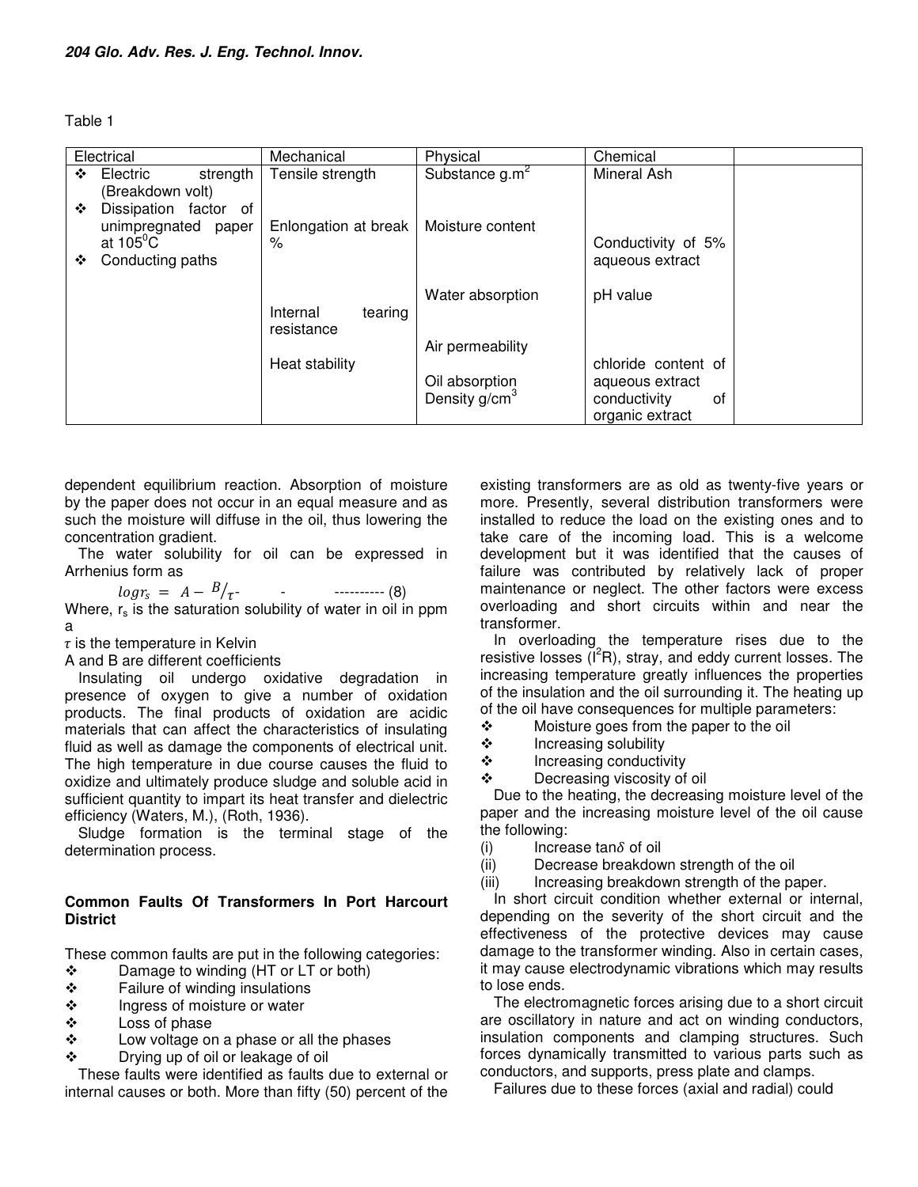Table 1

| Electrical | Mechanical | Physical | Chemical | |
|---|---|---|---|---|
| ❖ Electric strength (Breakdown volt)<br>❖ Dissipation factor of unimpregnated paper at 105$^0$C<br>❖ Conducting paths | Tensile strength<br><br>Enlongation at break %<br><br>Internal tearing resistance<br><br>Heat stability | Substance g.m$^2$<br><br>Moisture content<br><br>Water absorption<br><br>Air permeability<br><br>Oil absorption<br>Density g/cm$^3$ | Mineral Ash<br><br>Conductivity of 5% aqueous extract<br><br>pH value<br><br>chloride content of aqueous extract<br>conductivity of organic extract | |

dependent equilibrium reaction. Absorption of moisture by the paper does not occur in an equal measure and as such the moisture will diffuse in the oil, thus lowering the concentration gradient.

The water solubility for oil can be expressed in Arrhenius form as

$$log r_s = A - B/\tau \qquad \text{---------- (8)}$$

Where, $r_s$ is the saturation solubility of water in oil in ppm a

$\tau$ is the temperature in Kelvin

A and B are different coefficients

Insulating oil undergo oxidative degradation in presence of oxygen to give a number of oxidation products. The final products of oxidation are acidic materials that can affect the characteristics of insulating fluid as well as damage the components of electrical unit. The high temperature in due course causes the fluid to oxidize and ultimately produce sludge and soluble acid in sufficient quantity to impart its heat transfer and dielectric efficiency (Waters, M.), (Roth, 1936).

Sludge formation is the terminal stage of the determination process.

### Common Faults Of Transformers In Port Harcourt District

These common faults are put in the following categories:

- ❖ Damage to winding (HT or LT or both)
- ❖ Failure of winding insulations
- ❖ Ingress of moisture or water
- ❖ Loss of phase
- ❖ Low voltage on a phase or all the phases
- ❖ Drying up of oil or leakage of oil

These faults were identified as faults due to external or internal causes or both. More than fifty (50) percent of the existing transformers are as old as twenty-five years or more. Presently, several distribution transformers were installed to reduce the load on the existing ones and to take care of the incoming load. This is a welcome development but it was identified that the causes of failure was contributed by relatively lack of proper maintenance or neglect. The other factors were excess overloading and short circuits within and near the transformer.

In overloading the temperature rises due to the resistive losses ($I^2R$), stray, and eddy current losses. The increasing temperature greatly influences the properties of the insulation and the oil surrounding it. The heating up of the oil have consequences for multiple parameters:

- ❖ Moisture goes from the paper to the oil
- ❖ Increasing solubility
- ❖ Increasing conductivity
- ❖ Decreasing viscosity of oil

Due to the heating, the decreasing moisture level of the paper and the increasing moisture level of the oil cause the following:

(i) Increase tan$\delta$ of oil
(ii) Decrease breakdown strength of the oil
(iii) Increasing breakdown strength of the paper.

In short circuit condition whether external or internal, depending on the severity of the short circuit and the effectiveness of the protective devices may cause damage to the transformer winding. Also in certain cases, it may cause electrodynamic vibrations which may results to lose ends.

The electromagnetic forces arising due to a short circuit are oscillatory in nature and act on winding conductors, insulation components and clamping structures. Such forces dynamically transmitted to various parts such as conductors, and supports, press plate and clamps.

Failures due to these forces (axial and radial) could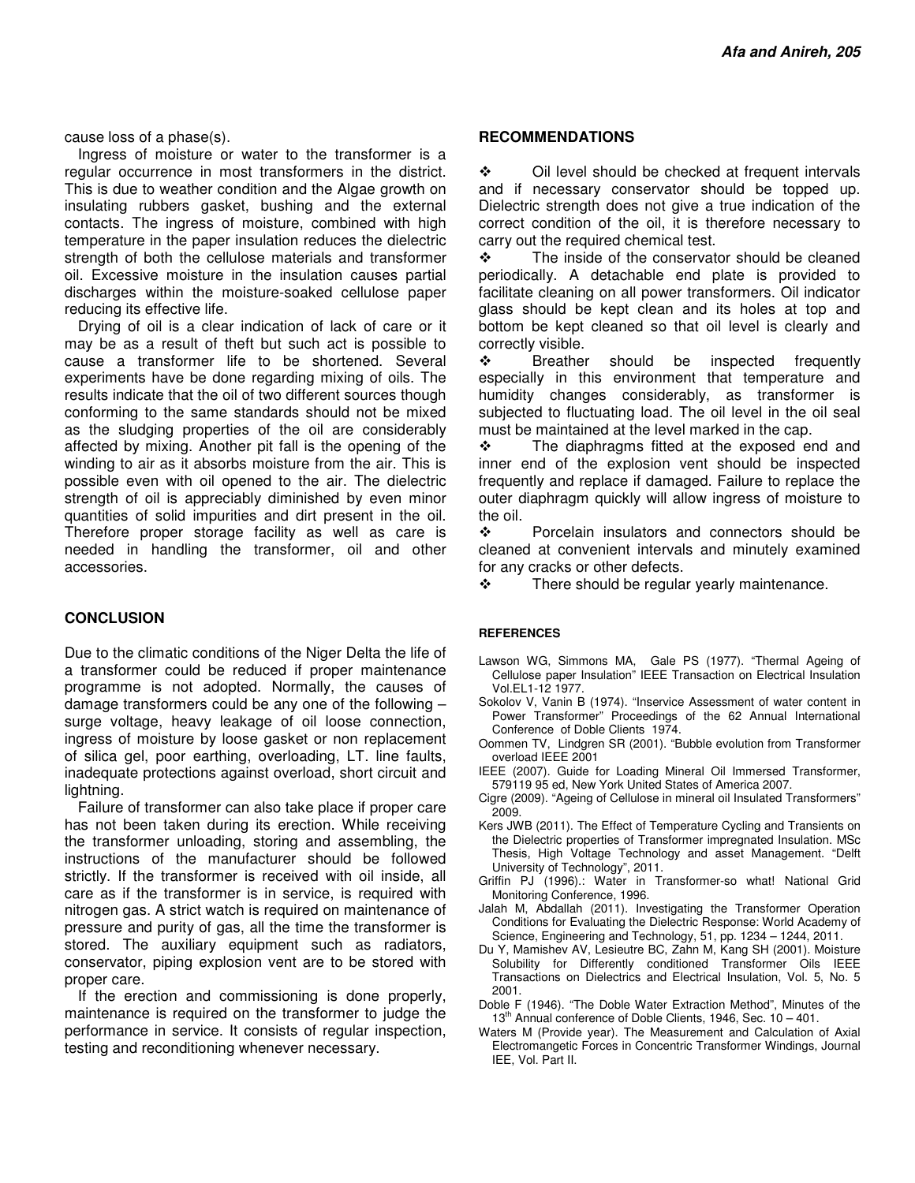cause loss of a phase(s).

Ingress of moisture or water to the transformer is a regular occurrence in most transformers in the district. This is due to weather condition and the Algae growth on insulating rubbers gasket, bushing and the external contacts. The ingress of moisture, combined with high temperature in the paper insulation reduces the dielectric strength of both the cellulose materials and transformer oil. Excessive moisture in the insulation causes partial discharges within the moisture-soaked cellulose paper reducing its effective life.

Drying of oil is a clear indication of lack of care or it may be as a result of theft but such act is possible to cause a transformer life to be shortened. Several experiments have be done regarding mixing of oils. The results indicate that the oil of two different sources though conforming to the same standards should not be mixed as the sludging properties of the oil are considerably affected by mixing. Another pit fall is the opening of the winding to air as it absorbs moisture from the air. This is possible even with oil opened to the air. The dielectric strength of oil is appreciably diminished by even minor quantities of solid impurities and dirt present in the oil. Therefore proper storage facility as well as care is needed in handling the transformer, oil and other accessories.

## CONCLUSION

Due to the climatic conditions of the Niger Delta the life of a transformer could be reduced if proper maintenance programme is not adopted. Normally, the causes of damage transformers could be any one of the following – surge voltage, heavy leakage of oil loose connection, ingress of moisture by loose gasket or non replacement of silica gel, poor earthing, overloading, LT. line faults, inadequate protections against overload, short circuit and lightning.

Failure of transformer can also take place if proper care has not been taken during its erection. While receiving the transformer unloading, storing and assembling, the instructions of the manufacturer should be followed strictly. If the transformer is received with oil inside, all care as if the transformer is in service, is required with nitrogen gas. A strict watch is required on maintenance of pressure and purity of gas, all the time the transformer is stored. The auxiliary equipment such as radiators, conservator, piping explosion vent are to be stored with proper care.

If the erection and commissioning is done properly, maintenance is required on the transformer to judge the performance in service. It consists of regular inspection, testing and reconditioning whenever necessary.

## RECOMMENDATIONS

- Oil level should be checked at frequent intervals and if necessary conservator should be topped up. Dielectric strength does not give a true indication of the correct condition of the oil, it is therefore necessary to carry out the required chemical test.
- The inside of the conservator should be cleaned periodically. A detachable end plate is provided to facilitate cleaning on all power transformers. Oil indicator glass should be kept clean and its holes at top and bottom be kept cleaned so that oil level is clearly and correctly visible.
- Breather should be inspected frequently especially in this environment that temperature and humidity changes considerably, as transformer is subjected to fluctuating load. The oil level in the oil seal must be maintained at the level marked in the cap.
- The diaphragms fitted at the exposed end and inner end of the explosion vent should be inspected frequently and replace if damaged. Failure to replace the outer diaphragm quickly will allow ingress of moisture to the oil.
- Porcelain insulators and connectors should be cleaned at convenient intervals and minutely examined for any cracks or other defects.
- There should be regular yearly maintenance.

### REFERENCES

Lawson WG, Simmons MA, Gale PS (1977). "Thermal Ageing of Cellulose paper Insulation" IEEE Transaction on Electrical Insulation Vol.EL1-12 1977.

Sokolov V, Vanin B (1974). "Inservice Assessment of water content in Power Transformer" Proceedings of the 62 Annual International Conference of Doble Clients 1974.

Oommen TV, Lindgren SR (2001). "Bubble evolution from Transformer overload IEEE 2001

IEEE (2007). Guide for Loading Mineral Oil Immersed Transformer, 579119 95 ed, New York United States of America 2007.

Cigre (2009). "Ageing of Cellulose in mineral oil Insulated Transformers" 2009.

Kers JWB (2011). The Effect of Temperature Cycling and Transients on the Dielectric properties of Transformer impregnated Insulation. MSc Thesis, High Voltage Technology and asset Management. "Delft University of Technology", 2011.

Griffin PJ (1996).: Water in Transformer-so what! National Grid Monitoring Conference, 1996.

Jalah M, Abdallah (2011). Investigating the Transformer Operation Conditions for Evaluating the Dielectric Response: World Academy of Science, Engineering and Technology, 51, pp. 1234 – 1244, 2011.

Du Y, Mamishev AV, Lesieutre BC, Zahn M, Kang SH (2001). Moisture Solubility for Differently conditioned Transformer Oils IEEE Transactions on Dielectrics and Electrical Insulation, Vol. 5, No. 5 2001.

Doble F (1946). "The Doble Water Extraction Method", Minutes of the 13th Annual conference of Doble Clients, 1946, Sec. 10 – 401.

Waters M (Provide year). The Measurement and Calculation of Axial Electromangetic Forces in Concentric Transformer Windings, Journal IEE, Vol. Part II.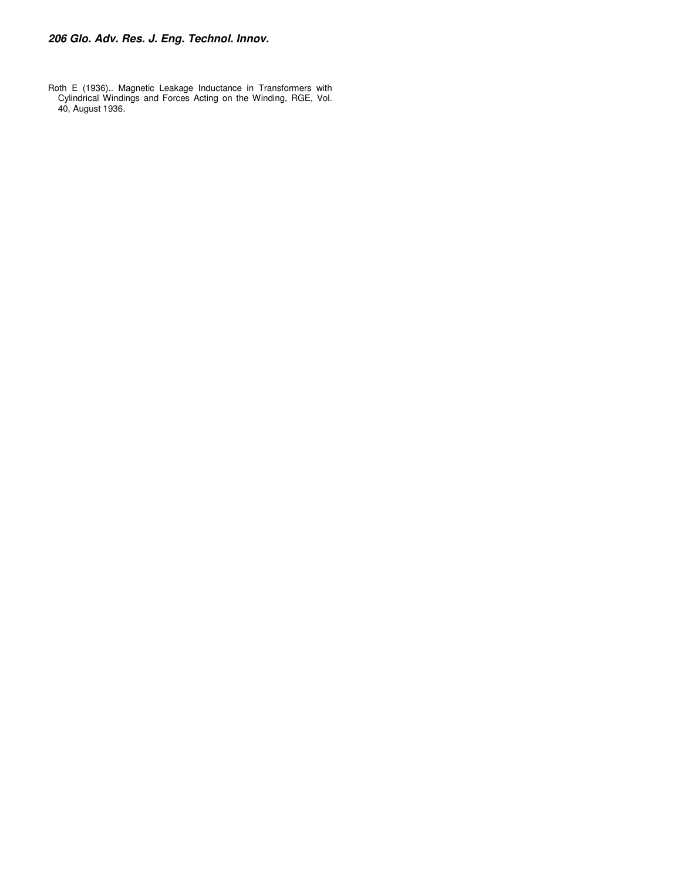Roth E (1936).. Magnetic Leakage Inductance in Transformers with Cylindrical Windings and Forces Acting on the Winding, RGE, Vol. 40, August 1936.